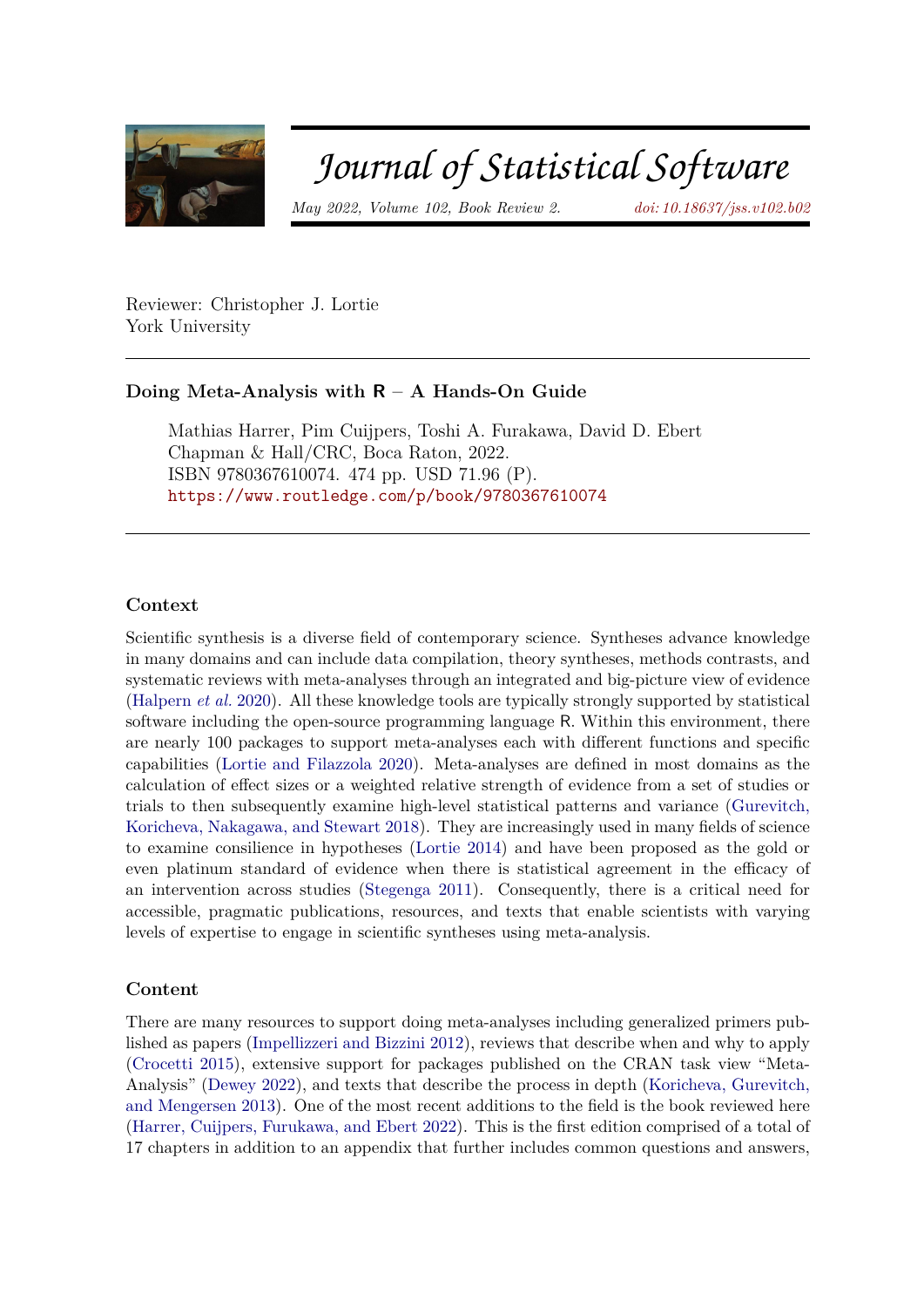# Journal of Statistical Software

*May 2022, Volume 102, Book Review 2.* *doi: 10.18637/jss.v102.b02*

Reviewer: Christopher J. Lortie
York University

---

**Doing Meta-Analysis with R – A Hands-On Guide**

> Mathias Harrer, Pim Cuijpers, Toshi A. Furakawa, David D. Ebert
> Chapman & Hall/CRC, Boca Raton, 2022.
> ISBN 9780367610074. 474 pp. USD 71.96 (P).
> https://www.routledge.com/p/book/9780367610074

---

### Context

Scientific synthesis is a diverse field of contemporary science. Syntheses advance knowledge in many domains and can include data compilation, theory syntheses, methods contrasts, and systematic reviews with meta-analyses through an integrated and big-picture view of evidence (Halpern *et al.* 2020). All these knowledge tools are typically strongly supported by statistical software including the open-source programming language R. Within this environment, there are nearly 100 packages to support meta-analyses each with different functions and specific capabilities (Lortie and Filazzola 2020). Meta-analyses are defined in most domains as the calculation of effect sizes or a weighted relative strength of evidence from a set of studies or trials to then subsequently examine high-level statistical patterns and variance (Gurevitch, Koricheva, Nakagawa, and Stewart 2018). They are increasingly used in many fields of science to examine consilience in hypotheses (Lortie 2014) and have been proposed as the gold or even platinum standard of evidence when there is statistical agreement in the efficacy of an intervention across studies (Stegenga 2011). Consequently, there is a critical need for accessible, pragmatic publications, resources, and texts that enable scientists with varying levels of expertise to engage in scientific syntheses using meta-analysis.

### Content

There are many resources to support doing meta-analyses including generalized primers published as papers (Impellizzeri and Bizzini 2012), reviews that describe when and why to apply (Crocetti 2015), extensive support for packages published on the CRAN task view "Meta-Analysis" (Dewey 2022), and texts that describe the process in depth (Koricheva, Gurevitch, and Mengersen 2013). One of the most recent additions to the field is the book reviewed here (Harrer, Cuijpers, Furukawa, and Ebert 2022). This is the first edition comprised of a total of 17 chapters in addition to an appendix that further includes common questions and answers,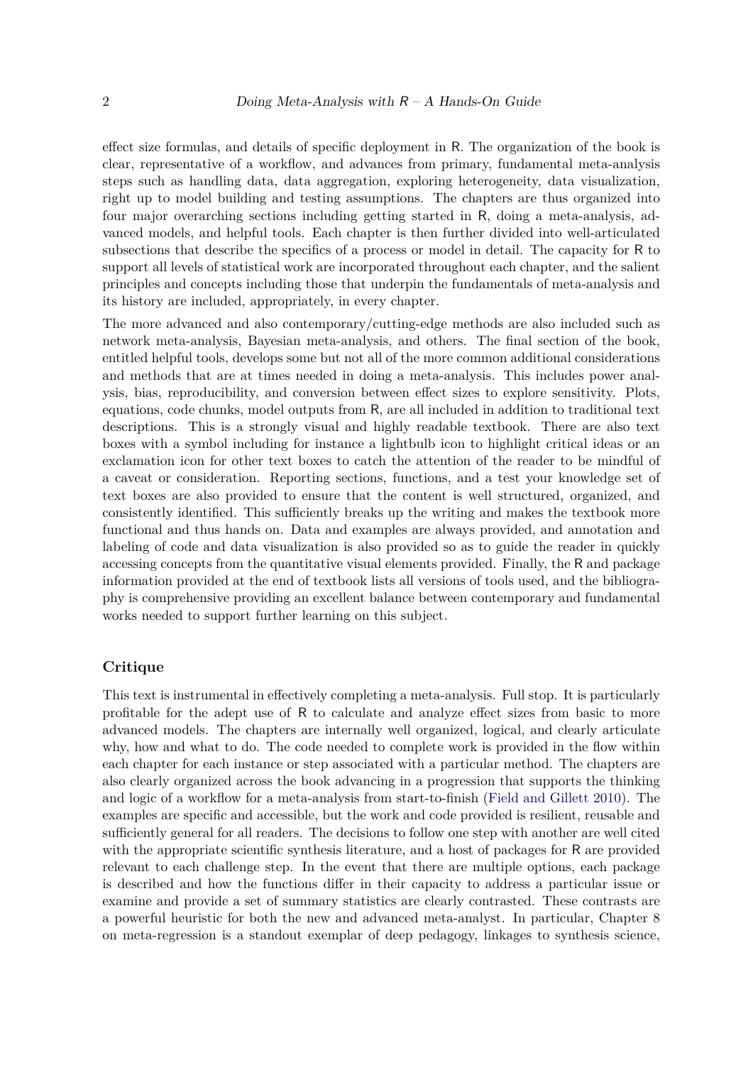effect size formulas, and details of specific deployment in R. The organization of the book is clear, representative of a workflow, and advances from primary, fundamental meta-analysis steps such as handling data, data aggregation, exploring heterogeneity, data visualization, right up to model building and testing assumptions. The chapters are thus organized into four major overarching sections including getting started in R, doing a meta-analysis, advanced models, and helpful tools. Each chapter is then further divided into well-articulated subsections that describe the specifics of a process or model in detail. The capacity for R to support all levels of statistical work are incorporated throughout each chapter, and the salient principles and concepts including those that underpin the fundamentals of meta-analysis and its history are included, appropriately, in every chapter.

The more advanced and also contemporary/cutting-edge methods are also included such as network meta-analysis, Bayesian meta-analysis, and others. The final section of the book, entitled helpful tools, develops some but not all of the more common additional considerations and methods that are at times needed in doing a meta-analysis. This includes power analysis, bias, reproducibility, and conversion between effect sizes to explore sensitivity. Plots, equations, code chunks, model outputs from R, are all included in addition to traditional text descriptions. This is a strongly visual and highly readable textbook. There are also text boxes with a symbol including for instance a lightbulb icon to highlight critical ideas or an exclamation icon for other text boxes to catch the attention of the reader to be mindful of a caveat or consideration. Reporting sections, functions, and a test your knowledge set of text boxes are also provided to ensure that the content is well structured, organized, and consistently identified. This sufficiently breaks up the writing and makes the textbook more functional and thus hands on. Data and examples are always provided, and annotation and labeling of code and data visualization is also provided so as to guide the reader in quickly accessing concepts from the quantitative visual elements provided. Finally, the R and package information provided at the end of textbook lists all versions of tools used, and the bibliography is comprehensive providing an excellent balance between contemporary and fundamental works needed to support further learning on this subject.

## Critique

This text is instrumental in effectively completing a meta-analysis. Full stop. It is particularly profitable for the adept use of R to calculate and analyze effect sizes from basic to more advanced models. The chapters are internally well organized, logical, and clearly articulate why, how and what to do. The code needed to complete work is provided in the flow within each chapter for each instance or step associated with a particular method. The chapters are also clearly organized across the book advancing in a progression that supports the thinking and logic of a workflow for a meta-analysis from start-to-finish (Field and Gillett 2010). The examples are specific and accessible, but the work and code provided is resilient, reusable and sufficiently general for all readers. The decisions to follow one step with another are well cited with the appropriate scientific synthesis literature, and a host of packages for R are provided relevant to each challenge step. In the event that there are multiple options, each package is described and how the functions differ in their capacity to address a particular issue or examine and provide a set of summary statistics are clearly contrasted. These contrasts are a powerful heuristic for both the new and advanced meta-analyst. In particular, Chapter 8 on meta-regression is a standout exemplar of deep pedagogy, linkages to synthesis science,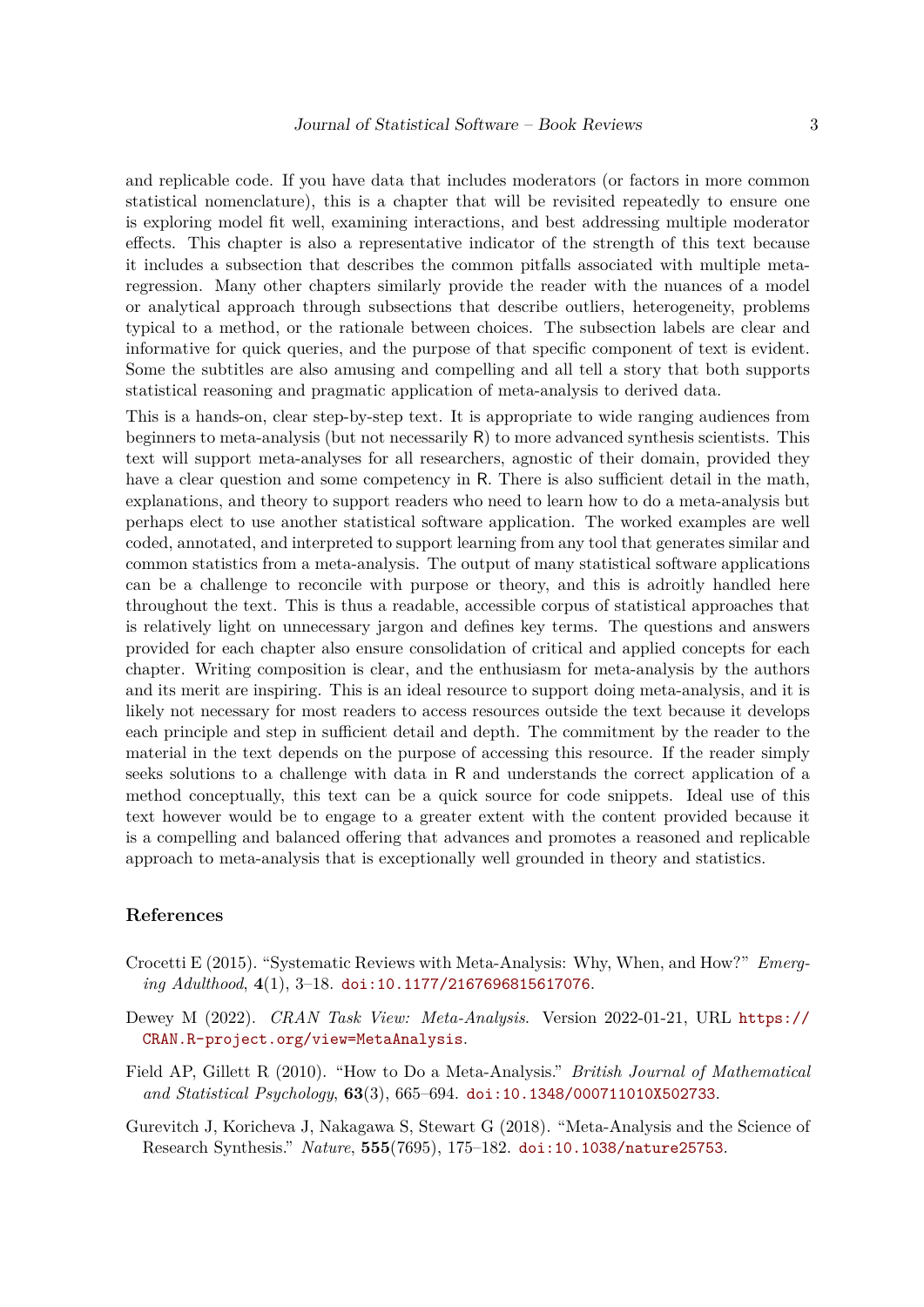and replicable code. If you have data that includes moderators (or factors in more common statistical nomenclature), this is a chapter that will be revisited repeatedly to ensure one is exploring model fit well, examining interactions, and best addressing multiple moderator effects. This chapter is also a representative indicator of the strength of this text because it includes a subsection that describes the common pitfalls associated with multiple meta-regression. Many other chapters similarly provide the reader with the nuances of a model or analytical approach through subsections that describe outliers, heterogeneity, problems typical to a method, or the rationale between choices. The subsection labels are clear and informative for quick queries, and the purpose of that specific component of text is evident. Some the subtitles are also amusing and compelling and all tell a story that both supports statistical reasoning and pragmatic application of meta-analysis to derived data.

This is a hands-on, clear step-by-step text. It is appropriate to wide ranging audiences from beginners to meta-analysis (but not necessarily R) to more advanced synthesis scientists. This text will support meta-analyses for all researchers, agnostic of their domain, provided they have a clear question and some competency in R. There is also sufficient detail in the math, explanations, and theory to support readers who need to learn how to do a meta-analysis but perhaps elect to use another statistical software application. The worked examples are well coded, annotated, and interpreted to support learning from any tool that generates similar and common statistics from a meta-analysis. The output of many statistical software applications can be a challenge to reconcile with purpose or theory, and this is adroitly handled here throughout the text. This is thus a readable, accessible corpus of statistical approaches that is relatively light on unnecessary jargon and defines key terms. The questions and answers provided for each chapter also ensure consolidation of critical and applied concepts for each chapter. Writing composition is clear, and the enthusiasm for meta-analysis by the authors and its merit are inspiring. This is an ideal resource to support doing meta-analysis, and it is likely not necessary for most readers to access resources outside the text because it develops each principle and step in sufficient detail and depth. The commitment by the reader to the material in the text depends on the purpose of accessing this resource. If the reader simply seeks solutions to a challenge with data in R and understands the correct application of a method conceptually, this text can be a quick source for code snippets. Ideal use of this text however would be to engage to a greater extent with the content provided because it is a compelling and balanced offering that advances and promotes a reasoned and replicable approach to meta-analysis that is exceptionally well grounded in theory and statistics.

## References

Crocetti E (2015). "Systematic Reviews with Meta-Analysis: Why, When, and How?" *Emerging Adulthood*, **4**(1), 3–18. doi:10.1177/2167696815617076.

Dewey M (2022). *CRAN Task View: Meta-Analysis*. Version 2022-01-21, URL https://CRAN.R-project.org/view=MetaAnalysis.

Field AP, Gillett R (2010). "How to Do a Meta-Analysis." *British Journal of Mathematical and Statistical Psychology*, **63**(3), 665–694. doi:10.1348/000711010X502733.

Gurevitch J, Koricheva J, Nakagawa S, Stewart G (2018). "Meta-Analysis and the Science of Research Synthesis." *Nature*, **555**(7695), 175–182. doi:10.1038/nature25753.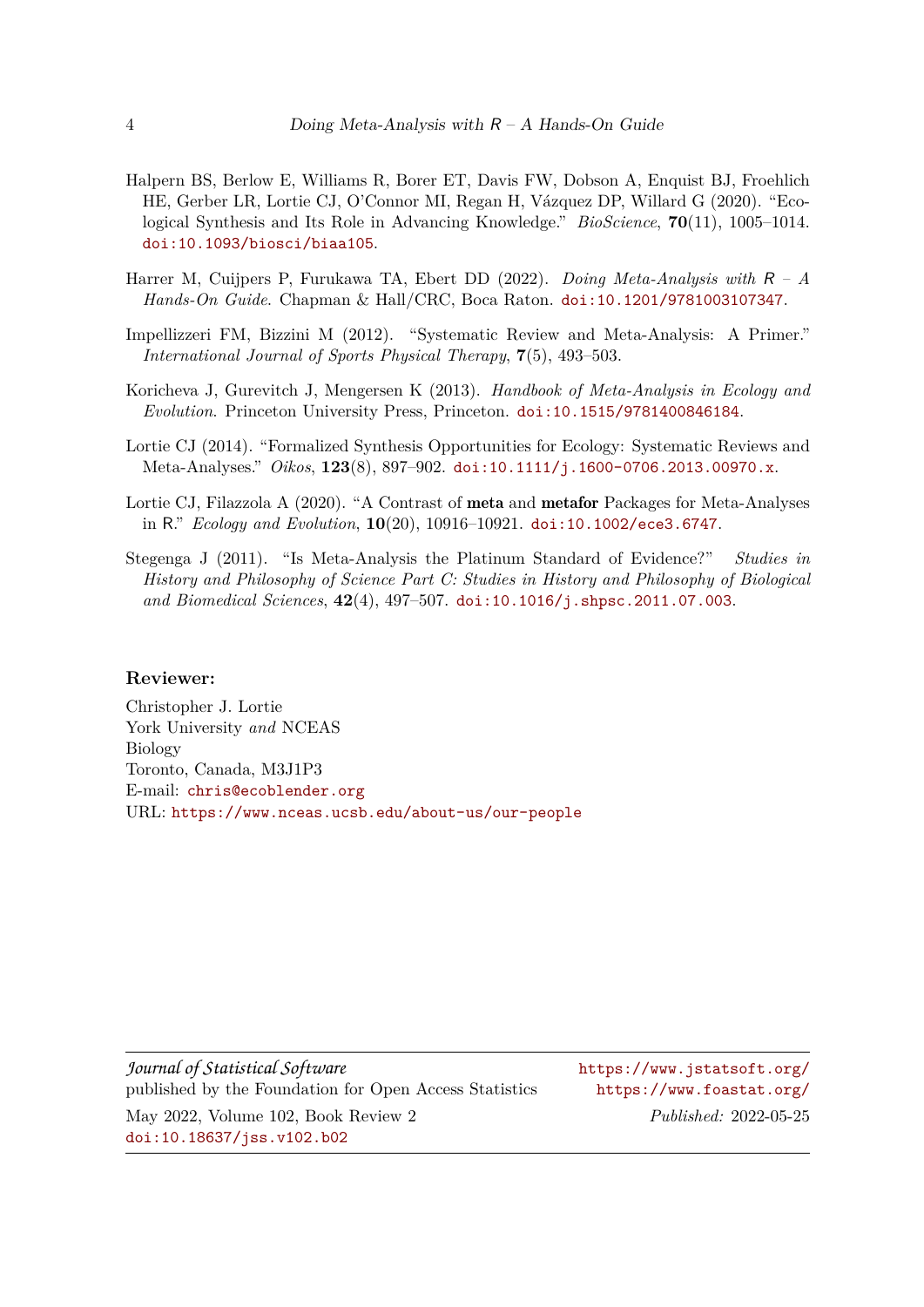Halpern BS, Berlow E, Williams R, Borer ET, Davis FW, Dobson A, Enquist BJ, Froehlich HE, Gerber LR, Lortie CJ, O'Connor MI, Regan H, Vázquez DP, Willard G (2020). "Ecological Synthesis and Its Role in Advancing Knowledge." *BioScience*, **70**(11), 1005–1014. doi:10.1093/biosci/biaa105.

Harrer M, Cuijpers P, Furukawa TA, Ebert DD (2022). *Doing Meta-Analysis with R – A Hands-On Guide*. Chapman & Hall/CRC, Boca Raton. doi:10.1201/9781003107347.

Impellizzeri FM, Bizzini M (2012). "Systematic Review and Meta-Analysis: A Primer." *International Journal of Sports Physical Therapy*, **7**(5), 493–503.

Koricheva J, Gurevitch J, Mengersen K (2013). *Handbook of Meta-Analysis in Ecology and Evolution*. Princeton University Press, Princeton. doi:10.1515/9781400846184.

Lortie CJ (2014). "Formalized Synthesis Opportunities for Ecology: Systematic Reviews and Meta-Analyses." *Oikos*, **123**(8), 897–902. doi:10.1111/j.1600-0706.2013.00970.x.

Lortie CJ, Filazzola A (2020). "A Contrast of **meta** and **metafor** Packages for Meta-Analyses in R." *Ecology and Evolution*, **10**(20), 10916–10921. doi:10.1002/ece3.6747.

Stegenga J (2011). "Is Meta-Analysis the Platinum Standard of Evidence?" *Studies in History and Philosophy of Science Part C: Studies in History and Philosophy of Biological and Biomedical Sciences*, **42**(4), 497–507. doi:10.1016/j.shpsc.2011.07.003.

**Reviewer:**

Christopher J. Lortie
York University *and* NCEAS
Biology
Toronto, Canada, M3J1P3
E-mail: chris@ecoblender.org
URL: https://www.nceas.ucsb.edu/about-us/our-people

*Journal of Statistical Software* https://www.jstatsoft.org/
published by the Foundation for Open Access Statistics https://www.foastat.org/
May 2022, Volume 102, Book Review 2 *Published:* 2022-05-25
doi:10.18637/jss.v102.b02